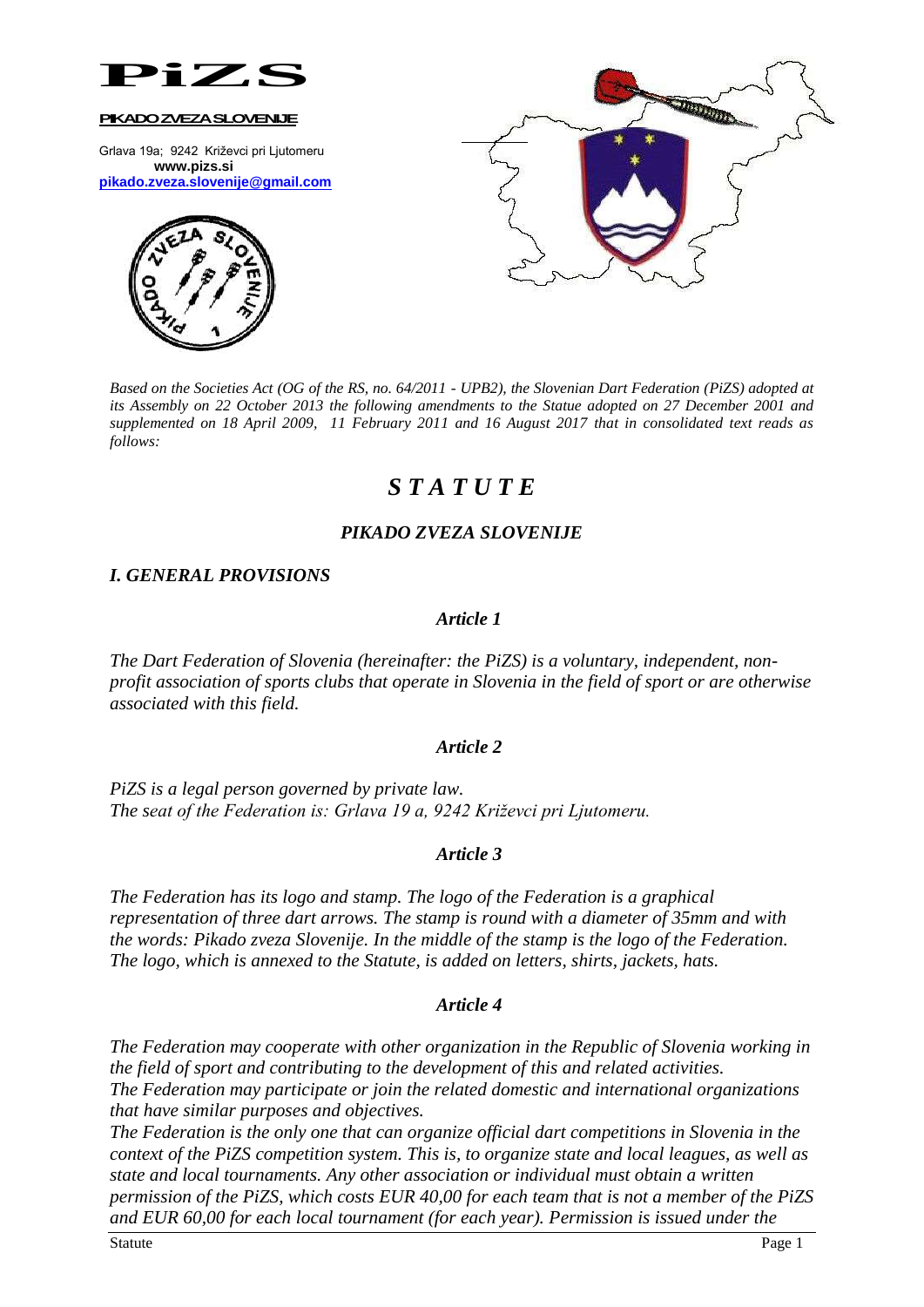# PiZS

**PIKADO ZVEZA SLOVENIJE**

Grlava 19a; 9242 Križevci pri Ljutomeru
**www.pizs.si**
**pikado.zveza.slovenije@gmail.com**

*Based on the Societies Act (OG of the RS, no. 64/2011 - UPB2), the Slovenian Dart Federation (PiZS) adopted at its Assembly on 22 October 2013 the following amendments to the Statue adopted on 27 December 2001 and supplemented on 18 April 2009, 11 February 2011 and 16 August 2017 that in consolidated text reads as follows:*

# *S T A T U T E*

## *PIKADO ZVEZA SLOVENIJE*

## *I. GENERAL PROVISIONS*

### *Article 1*

*The Dart Federation of Slovenia (hereinafter: the PiZS) is a voluntary, independent, non-profit association of sports clubs that operate in Slovenia in the field of sport or are otherwise associated with this field.*

### *Article 2*

*PiZS is a legal person governed by private law.*
*The seat of the Federation is: Grlava 19 a, 9242 Križevci pri Ljutomeru.*

### *Article 3*

*The Federation has its logo and stamp. The logo of the Federation is a graphical representation of three dart arrows. The stamp is round with a diameter of 35mm and with the words: Pikado zveza Slovenije. In the middle of the stamp is the logo of the Federation. The logo, which is annexed to the Statute, is added on letters, shirts, jackets, hats.*

### *Article 4*

*The Federation may cooperate with other organization in the Republic of Slovenia working in the field of sport and contributing to the development of this and related activities.*
*The Federation may participate or join the related domestic and international organizations that have similar purposes and objectives.*
*The Federation is the only one that can organize official dart competitions in Slovenia in the context of the PiZS competition system. This is, to organize state and local leagues, as well as state and local tournaments. Any other association or individual must obtain a written permission of the PiZS, which costs EUR 40,00 for each team that is not a member of the PiZS and EUR 60,00 for each local tournament (for each year). Permission is issued under the*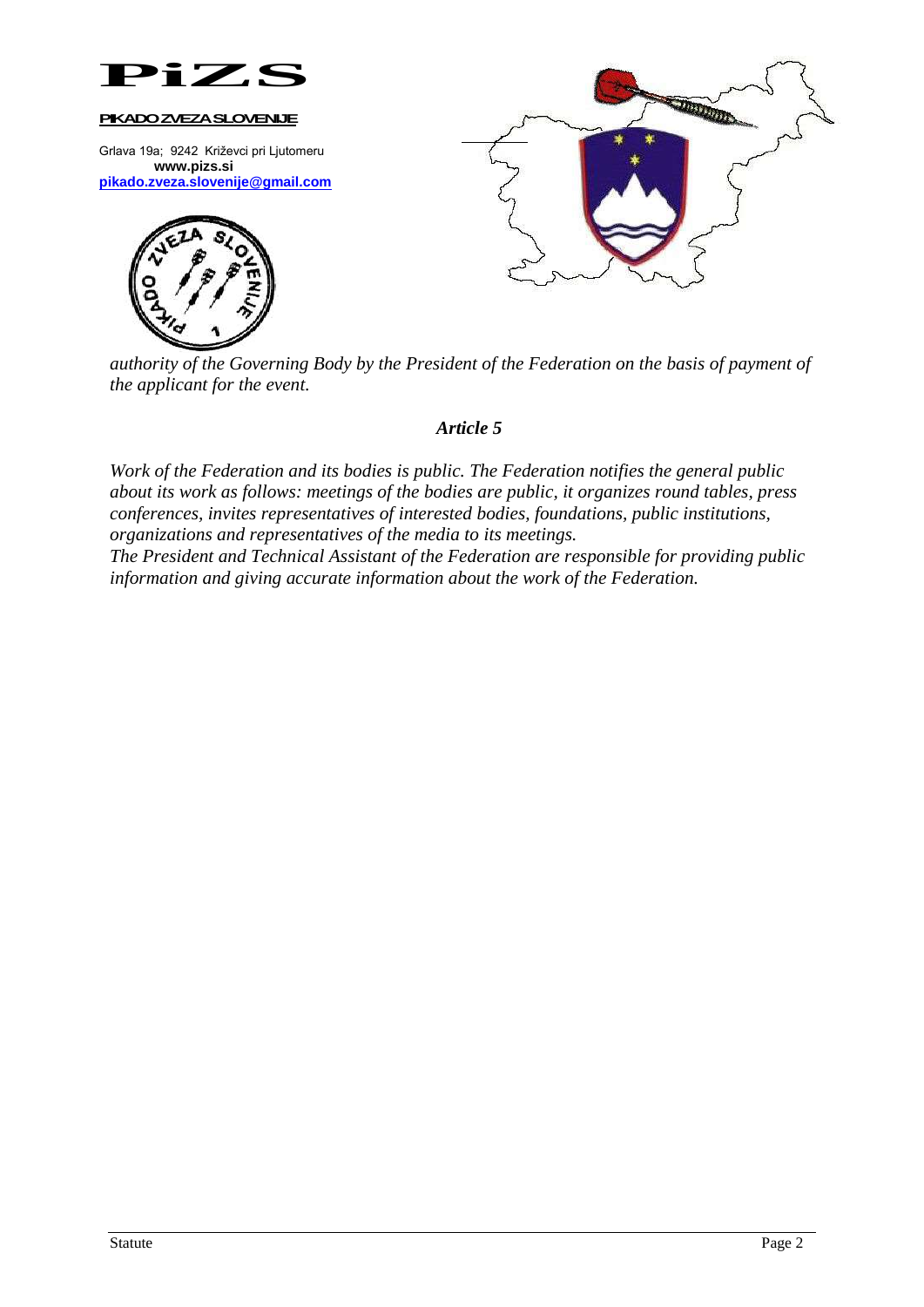*authority of the Governing Body by the President of the Federation on the basis of payment of the applicant for the event.*

### *Article 5*

*Work of the Federation and its bodies is public. The Federation notifies the general public about its work as follows: meetings of the bodies are public, it organizes round tables, press conferences, invites representatives of interested bodies, foundations, public institutions, organizations and representatives of the media to its meetings.*
*The President and Technical Assistant of the Federation are responsible for providing public information and giving accurate information about the work of the Federation.*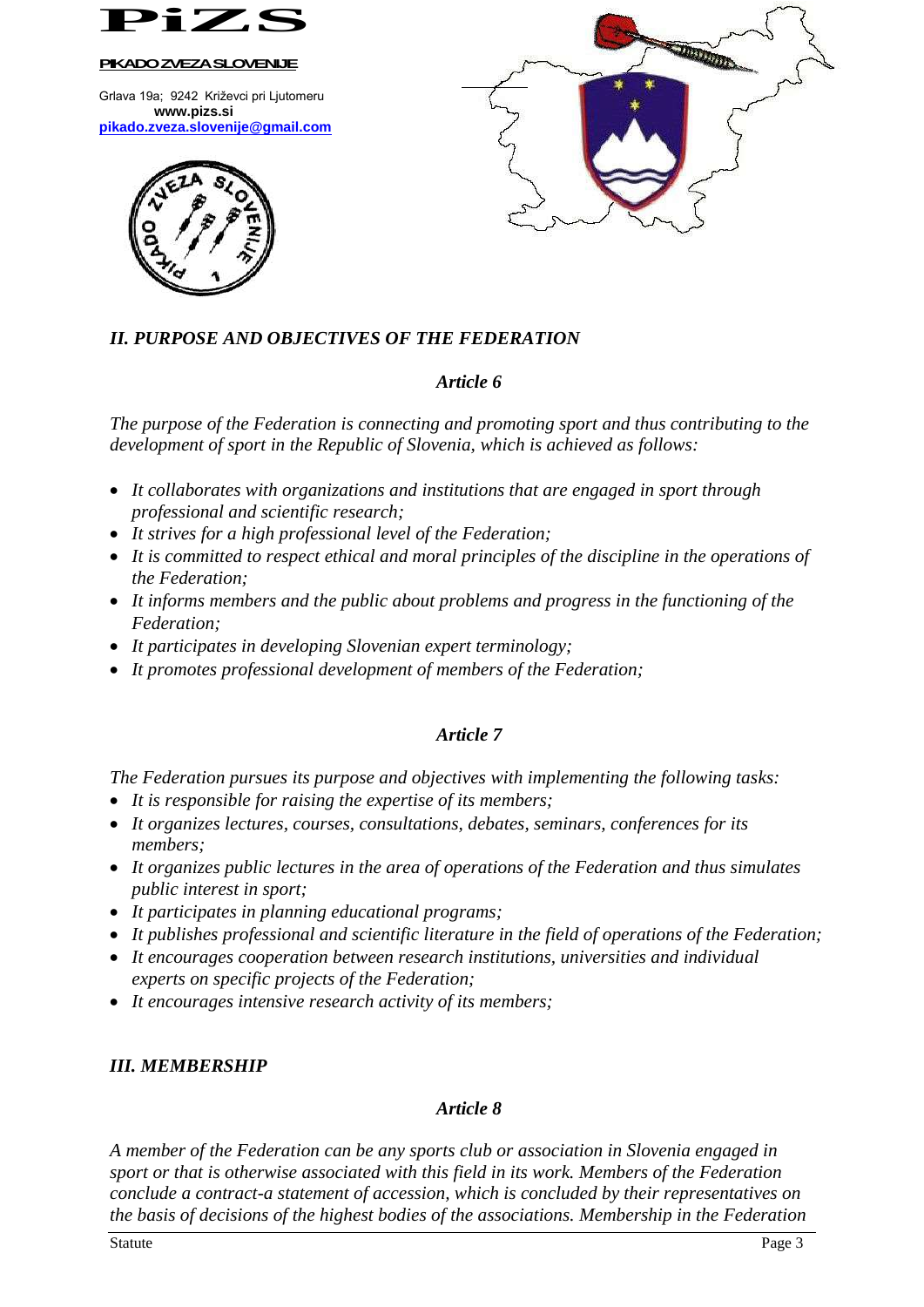## *II. PURPOSE AND OBJECTIVES OF THE FEDERATION*

### *Article 6*

*The purpose of the Federation is connecting and promoting sport and thus contributing to the development of sport in the Republic of Slovenia, which is achieved as follows:*

- *It collaborates with organizations and institutions that are engaged in sport through professional and scientific research;*
- *It strives for a high professional level of the Federation;*
- *It is committed to respect ethical and moral principles of the discipline in the operations of the Federation;*
- *It informs members and the public about problems and progress in the functioning of the Federation;*
- *It participates in developing Slovenian expert terminology;*
- *It promotes professional development of members of the Federation;*

### *Article 7*

*The Federation pursues its purpose and objectives with implementing the following tasks:*

- *It is responsible for raising the expertise of its members;*
- *It organizes lectures, courses, consultations, debates, seminars, conferences for its members;*
- *It organizes public lectures in the area of operations of the Federation and thus simulates public interest in sport;*
- *It participates in planning educational programs;*
- *It publishes professional and scientific literature in the field of operations of the Federation;*
- *It encourages cooperation between research institutions, universities and individual experts on specific projects of the Federation;*
- *It encourages intensive research activity of its members;*

## *III. MEMBERSHIP*

### *Article 8*

*A member of the Federation can be any sports club or association in Slovenia engaged in sport or that is otherwise associated with this field in its work. Members of the Federation conclude a contract-a statement of accession, which is concluded by their representatives on the basis of decisions of the highest bodies of the associations. Membership in the Federation*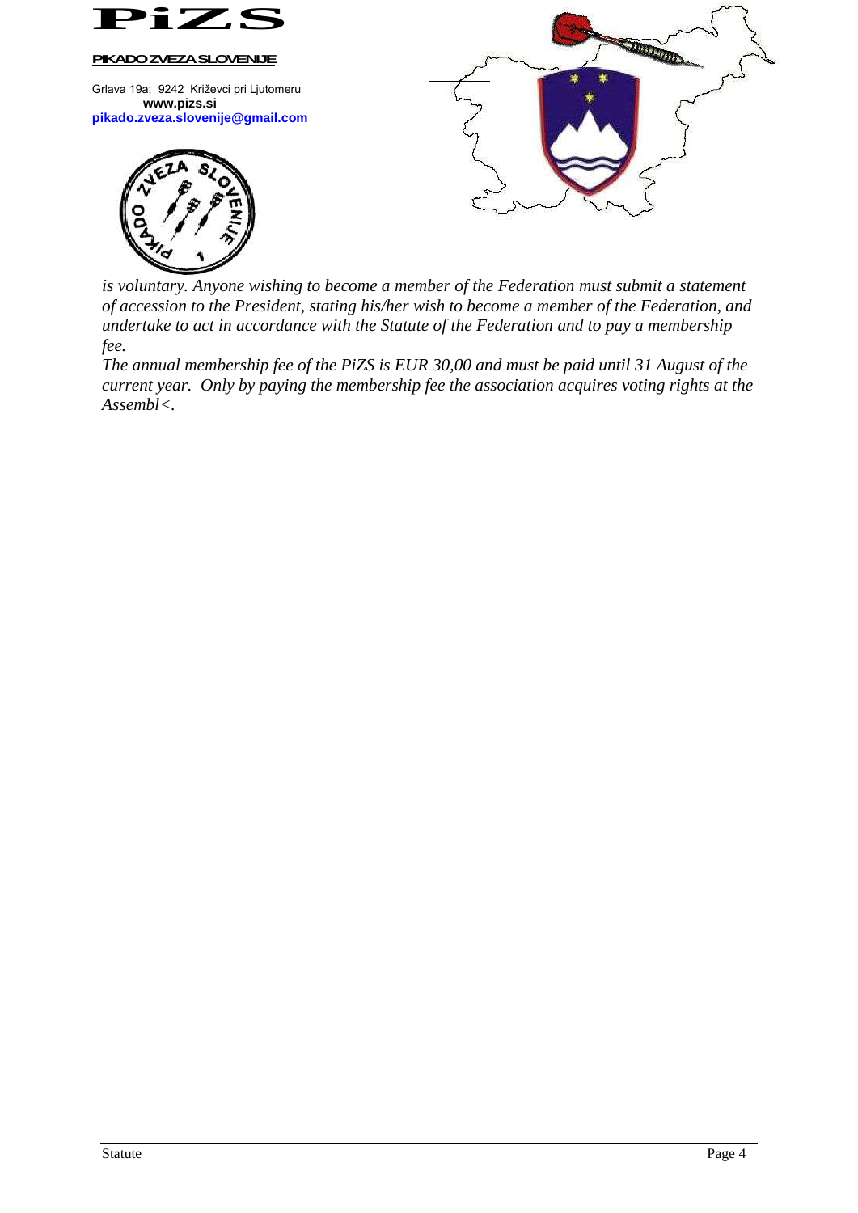*is voluntary. Anyone wishing to become a member of the Federation must submit a statement of accession to the President, stating his/her wish to become a member of the Federation, and undertake to act in accordance with the Statute of the Federation and to pay a membership fee.*

*The annual membership fee of the PiZS is EUR 30,00 and must be paid until 31 August of the current year. Only by paying the membership fee the association acquires voting rights at the Assembl<.*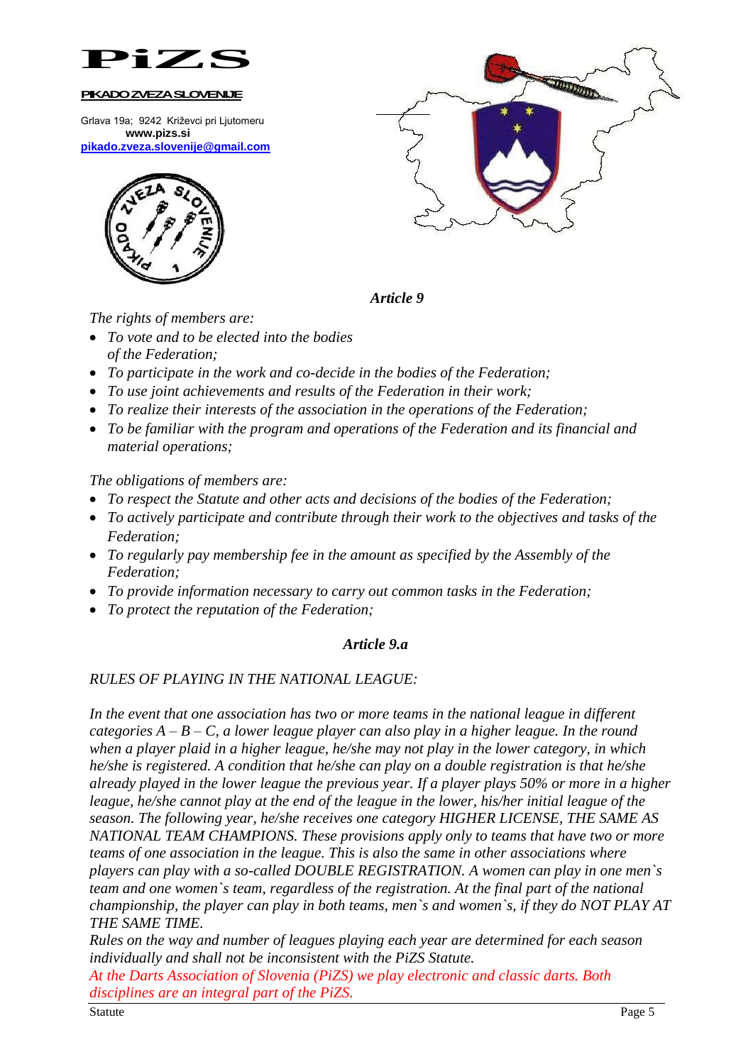# PiZS

**PIKADO ZVEZA SLOVENIJE**

Grlava 19a; 9242 Križevci pri Ljutomeru
**www.pizs.si**
**pikado.zveza.slovenije@gmail.com**

### *Article 9*

*The rights of members are:*

- *To vote and to be elected into the bodies of the Federation;*
- *To participate in the work and co-decide in the bodies of the Federation;*
- *To use joint achievements and results of the Federation in their work;*
- *To realize their interests of the association in the operations of the Federation;*
- *To be familiar with the program and operations of the Federation and its financial and material operations;*

*The obligations of members are:*

- *To respect the Statute and other acts and decisions of the bodies of the Federation;*
- *To actively participate and contribute through their work to the objectives and tasks of the Federation;*
- *To regularly pay membership fee in the amount as specified by the Assembly of the Federation;*
- *To provide information necessary to carry out common tasks in the Federation;*
- *To protect the reputation of the Federation;*

### *Article 9.a*

*RULES OF PLAYING IN THE NATIONAL LEAGUE:*

*In the event that one association has two or more teams in the national league in different categories A – B – C, a lower league player can also play in a higher league. In the round when a player plaid in a higher league, he/she may not play in the lower category, in which he/she is registered. A condition that he/she can play on a double registration is that he/she already played in the lower league the previous year. If a player plays 50% or more in a higher league, he/she cannot play at the end of the league in the lower, his/her initial league of the season. The following year, he/she receives one category HIGHER LICENSE, THE SAME AS NATIONAL TEAM CHAMPIONS. These provisions apply only to teams that have two or more teams of one association in the league. This is also the same in other associations where players can play with a so-called DOUBLE REGISTRATION. A women can play in one men`s team and one women`s team, regardless of the registration. At the final part of the national championship, the player can play in both teams, men`s and women`s, if they do NOT PLAY AT THE SAME TIME.*

*Rules on the way and number of leagues playing each year are determined for each season individually and shall not be inconsistent with the PiZS Statute.*

*At the Darts Association of Slovenia (PiZS) we play electronic and classic darts. Both disciplines are an integral part of the PiZS.*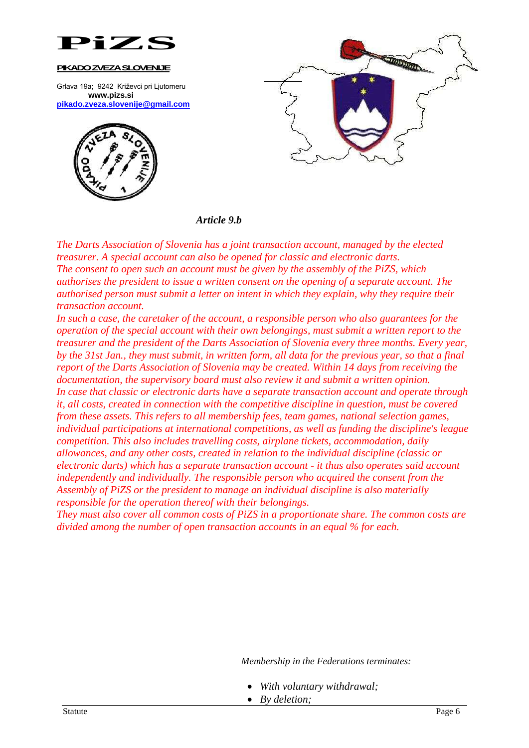# PiZS

**PIKADO ZVEZA SLOVENIJE**

Grlava 19a; 9242 Križevci pri Ljutomeru
**www.pizs.si**
**pikado.zveza.slovenije@gmail.com**

### *Article 9.b*

*The Darts Association of Slovenia has a joint transaction account, managed by the elected treasurer. A special account can also be opened for classic and electronic darts.*
*The consent to open such an account must be given by the assembly of the PiZS, which authorises the president to issue a written consent on the opening of a separate account. The authorised person must submit a letter on intent in which they explain, why they require their transaction account.*
*In such a case, the caretaker of the account, a responsible person who also guarantees for the operation of the special account with their own belongings, must submit a written report to the treasurer and the president of the Darts Association of Slovenia every three months. Every year, by the 31st Jan., they must submit, in written form, all data for the previous year, so that a final report of the Darts Association of Slovenia may be created. Within 14 days from receiving the documentation, the supervisory board must also review it and submit a written opinion.*
*In case that classic or electronic darts have a separate transaction account and operate through it, all costs, created in connection with the competitive discipline in question, must be covered from these assets. This refers to all membership fees, team games, national selection games, individual participations at international competitions, as well as funding the discipline's league competition. This also includes travelling costs, airplane tickets, accommodation, daily allowances, and any other costs, created in relation to the individual discipline (classic or electronic darts) which has a separate transaction account - it thus also operates said account independently and individually. The responsible person who acquired the consent from the Assembly of PiZS or the president to manage an individual discipline is also materially responsible for the operation thereof with their belongings.*
*They must also cover all common costs of PiZS in a proportionate share. The common costs are divided among the number of open transaction accounts in an equal % for each.*

*Membership in the Federations terminates:*

- *With voluntary withdrawal;*
- *By deletion;*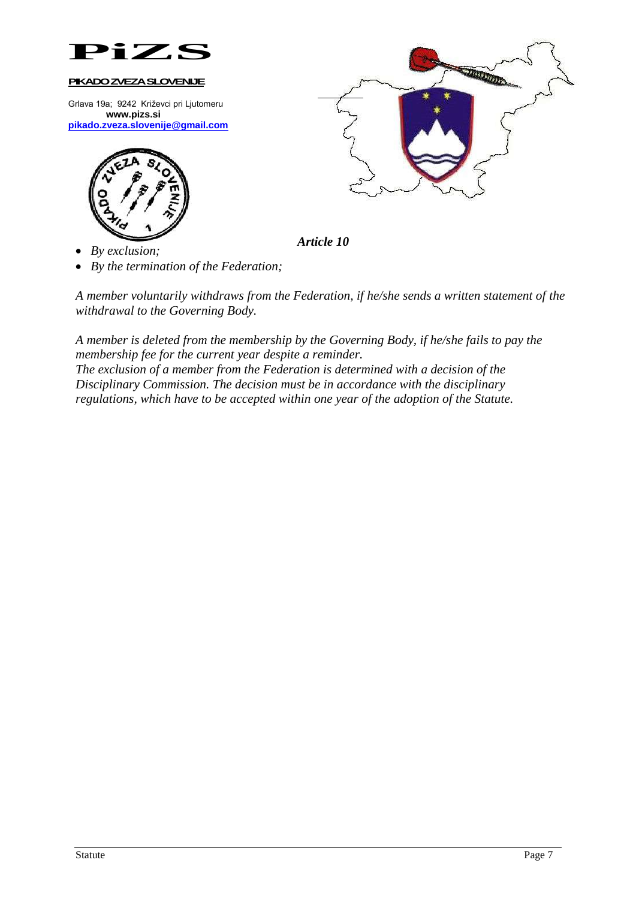*Article 10*

- *By exclusion;*
- *By the termination of the Federation;*

*A member voluntarily withdraws from the Federation, if he/she sends a written statement of the withdrawal to the Governing Body.*

*A member is deleted from the membership by the Governing Body, if he/she fails to pay the membership fee for the current year despite a reminder.*
*The exclusion of a member from the Federation is determined with a decision of the Disciplinary Commission. The decision must be in accordance with the disciplinary regulations, which have to be accepted within one year of the adoption of the Statute.*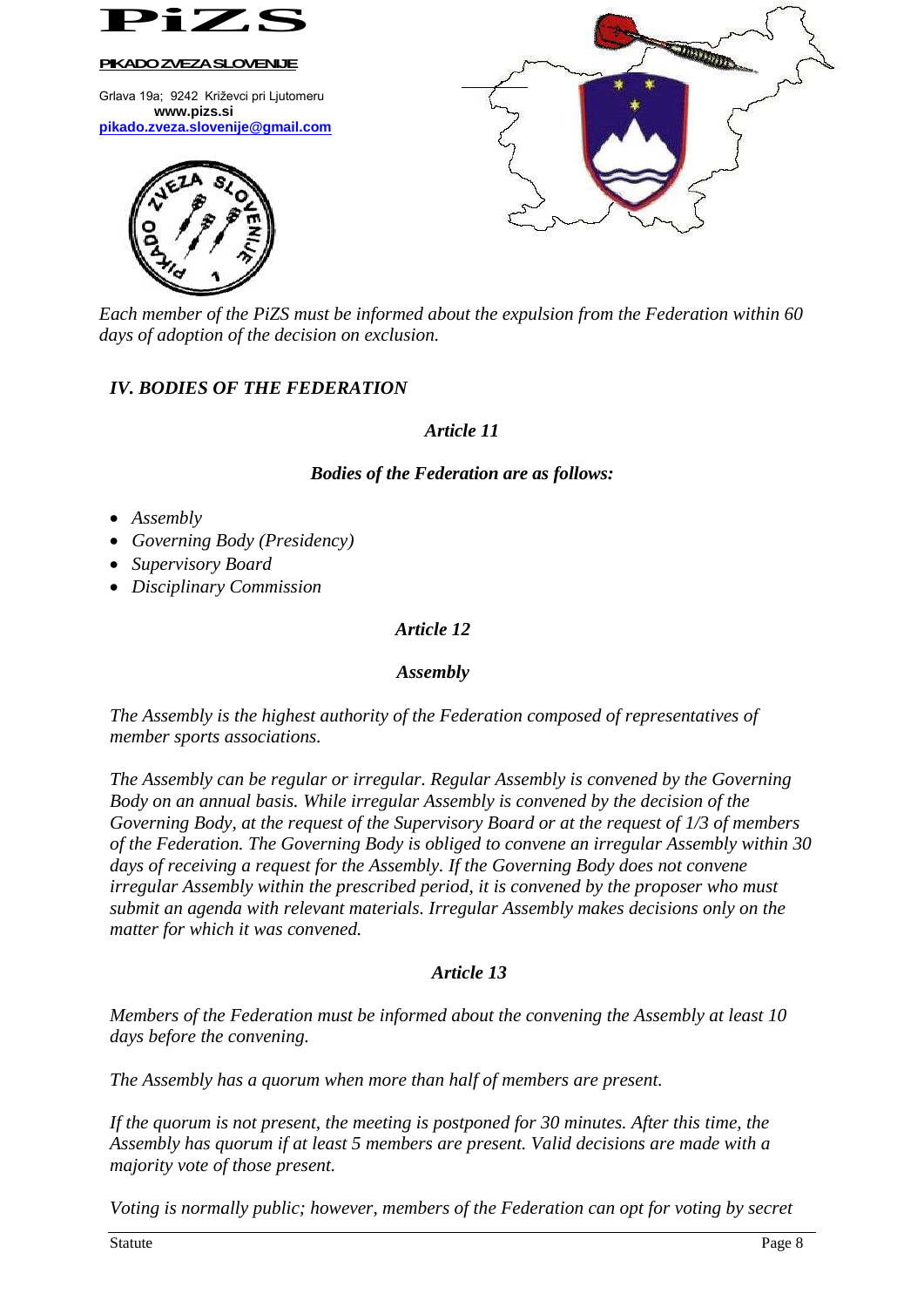*Each member of the PiZS must be informed about the expulsion from the Federation within 60 days of adoption of the decision on exclusion.*

## *IV. BODIES OF THE FEDERATION*

### *Article 11*

#### *Bodies of the Federation are as follows:*

- *Assembly*
- *Governing Body (Presidency)*
- *Supervisory Board*
- *Disciplinary Commission*

### *Article 12*

#### *Assembly*

*The Assembly is the highest authority of the Federation composed of representatives of member sports associations.*

*The Assembly can be regular or irregular. Regular Assembly is convened by the Governing Body on an annual basis. While irregular Assembly is convened by the decision of the Governing Body, at the request of the Supervisory Board or at the request of 1/3 of members of the Federation. The Governing Body is obliged to convene an irregular Assembly within 30 days of receiving a request for the Assembly. If the Governing Body does not convene irregular Assembly within the prescribed period, it is convened by the proposer who must submit an agenda with relevant materials. Irregular Assembly makes decisions only on the matter for which it was convened.*

### *Article 13*

*Members of the Federation must be informed about the convening the Assembly at least 10 days before the convening.*

*The Assembly has a quorum when more than half of members are present.*

*If the quorum is not present, the meeting is postponed for 30 minutes. After this time, the Assembly has quorum if at least 5 members are present. Valid decisions are made with a majority vote of those present.*

*Voting is normally public; however, members of the Federation can opt for voting by secret*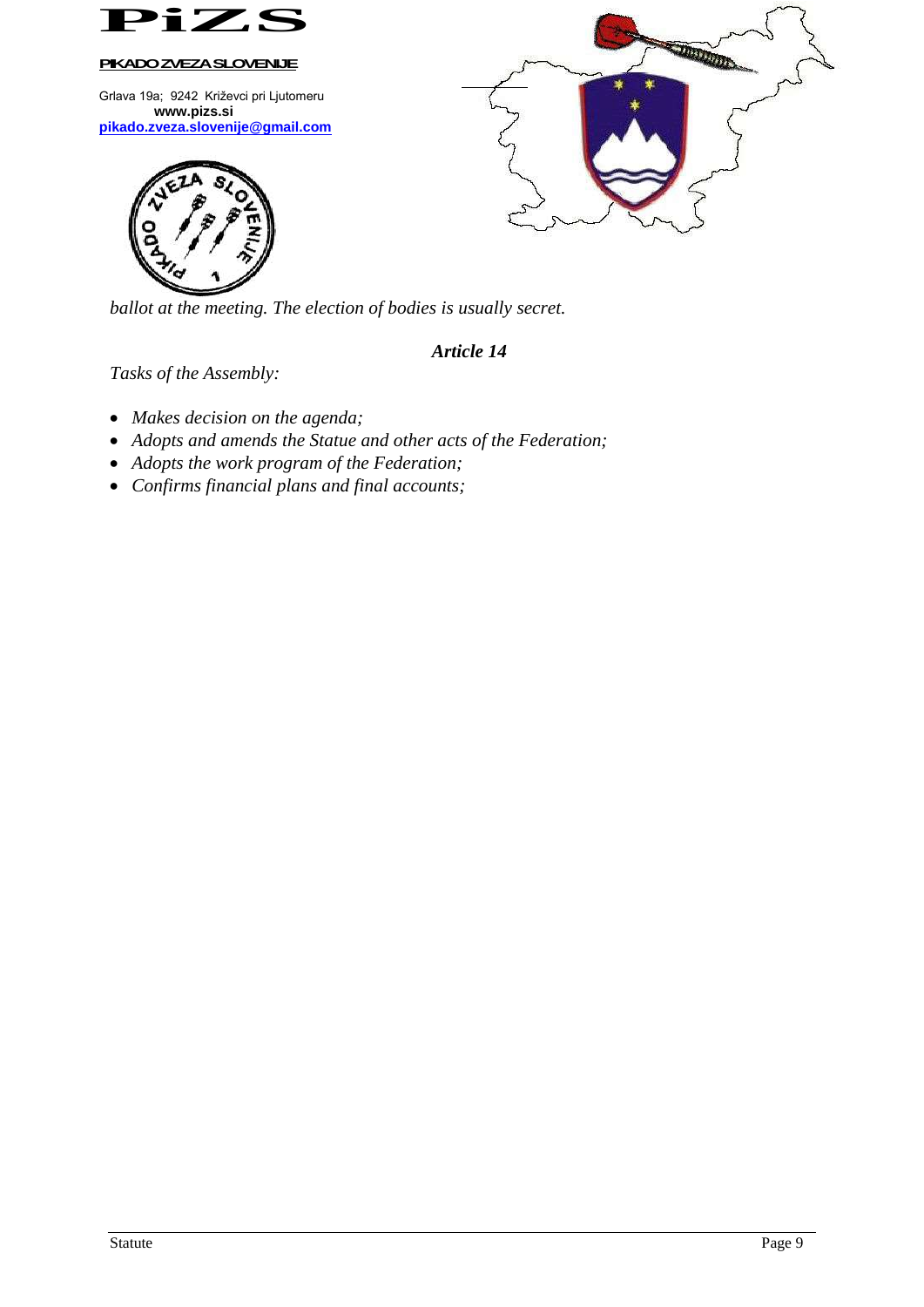ballot at the meeting. The election of bodies is usually secret.

### *Article 14*

*Tasks of the Assembly:*

- *Makes decision on the agenda;*
- *Adopts and amends the Statue and other acts of the Federation;*
- *Adopts the work program of the Federation;*
- *Confirms financial plans and final accounts;*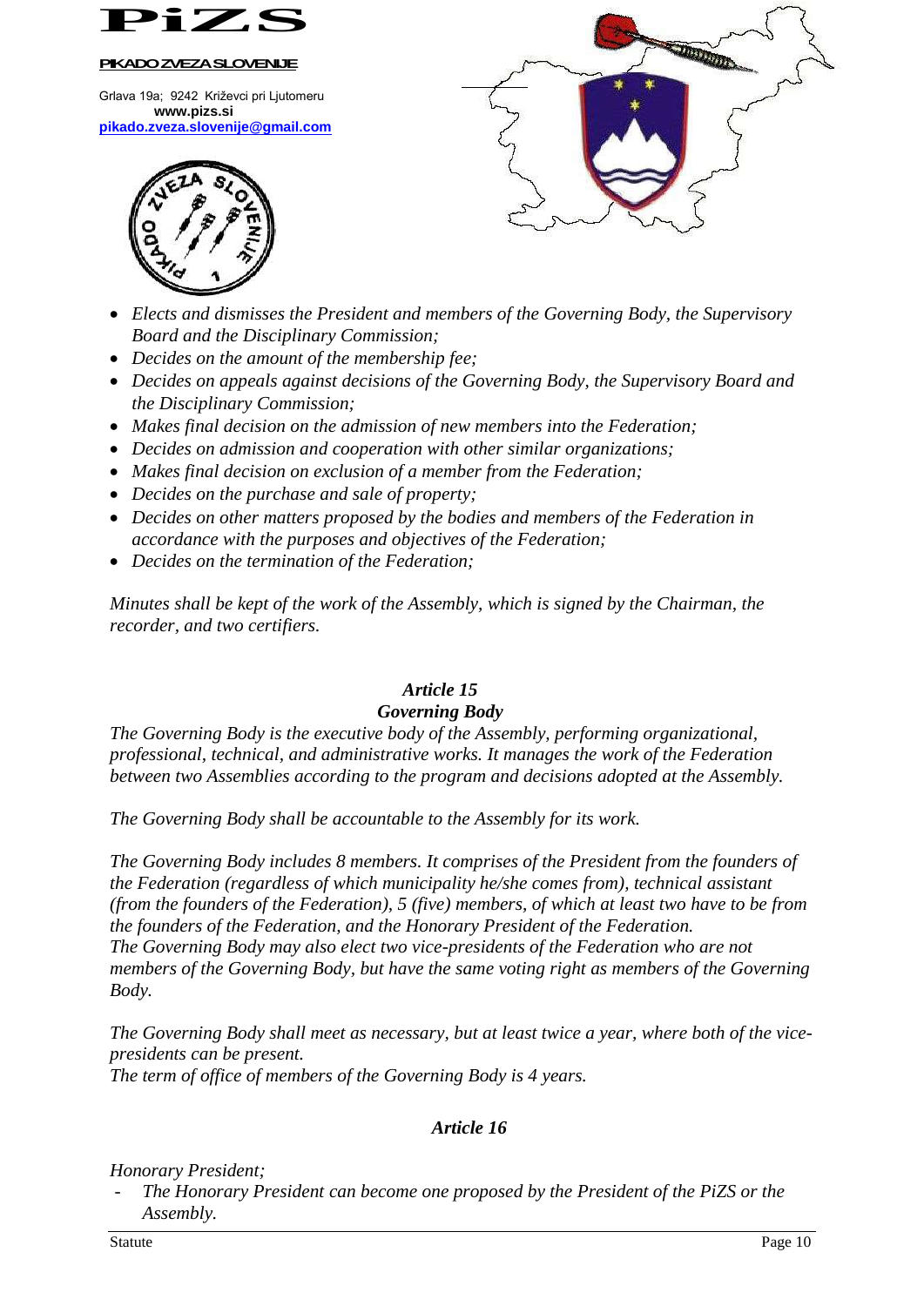- *Elects and dismisses the President and members of the Governing Body, the Supervisory Board and the Disciplinary Commission;*
- *Decides on the amount of the membership fee;*
- *Decides on appeals against decisions of the Governing Body, the Supervisory Board and the Disciplinary Commission;*
- *Makes final decision on the admission of new members into the Federation;*
- *Decides on admission and cooperation with other similar organizations;*
- *Makes final decision on exclusion of a member from the Federation;*
- *Decides on the purchase and sale of property;*
- *Decides on other matters proposed by the bodies and members of the Federation in accordance with the purposes and objectives of the Federation;*
- *Decides on the termination of the Federation;*

*Minutes shall be kept of the work of the Assembly, which is signed by the Chairman, the recorder, and two certifiers.*

### *Article 15*
### *Governing Body*

*The Governing Body is the executive body of the Assembly, performing organizational, professional, technical, and administrative works. It manages the work of the Federation between two Assemblies according to the program and decisions adopted at the Assembly.*

*The Governing Body shall be accountable to the Assembly for its work.*

*The Governing Body includes 8 members. It comprises of the President from the founders of the Federation (regardless of which municipality he/she comes from), technical assistant (from the founders of the Federation), 5 (five) members, of which at least two have to be from the founders of the Federation, and the Honorary President of the Federation.*
*The Governing Body may also elect two vice-presidents of the Federation who are not members of the Governing Body, but have the same voting right as members of the Governing Body.*

*The Governing Body shall meet as necessary, but at least twice a year, where both of the vice-presidents can be present.*
*The term of office of members of the Governing Body is 4 years.*

### *Article 16*

*Honorary President;*

- *The Honorary President can become one proposed by the President of the PiZS or the Assembly.*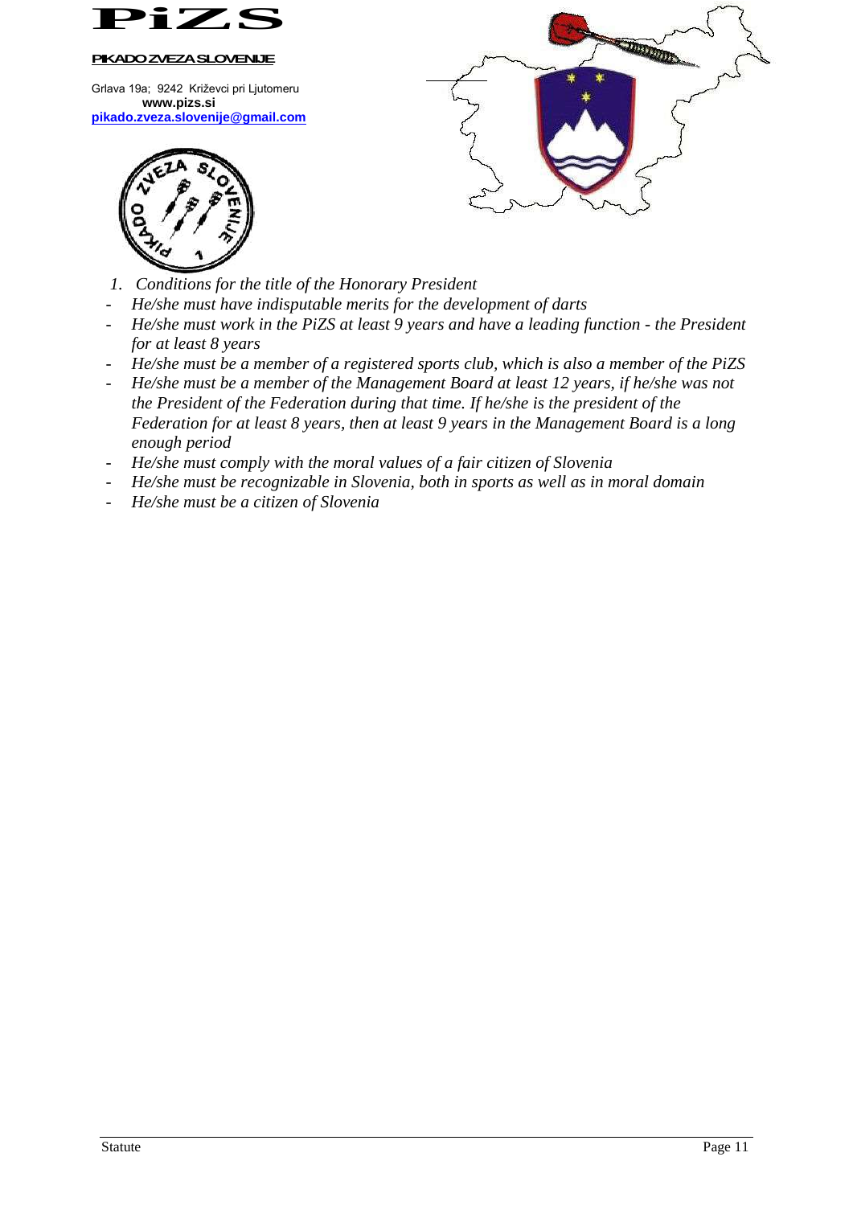1. *Conditions for the title of the Honorary President*

- *He/she must have indisputable merits for the development of darts*
- *He/she must work in the PiZS at least 9 years and have a leading function - the President for at least 8 years*
- *He/she must be a member of a registered sports club, which is also a member of the PiZS*
- *He/she must be a member of the Management Board at least 12 years, if he/she was not the President of the Federation during that time. If he/she is the president of the Federation for at least 8 years, then at least 9 years in the Management Board is a long enough period*
- *He/she must comply with the moral values of a fair citizen of Slovenia*
- *He/she must be recognizable in Slovenia, both in sports as well as in moral domain*
- *He/she must be a citizen of Slovenia*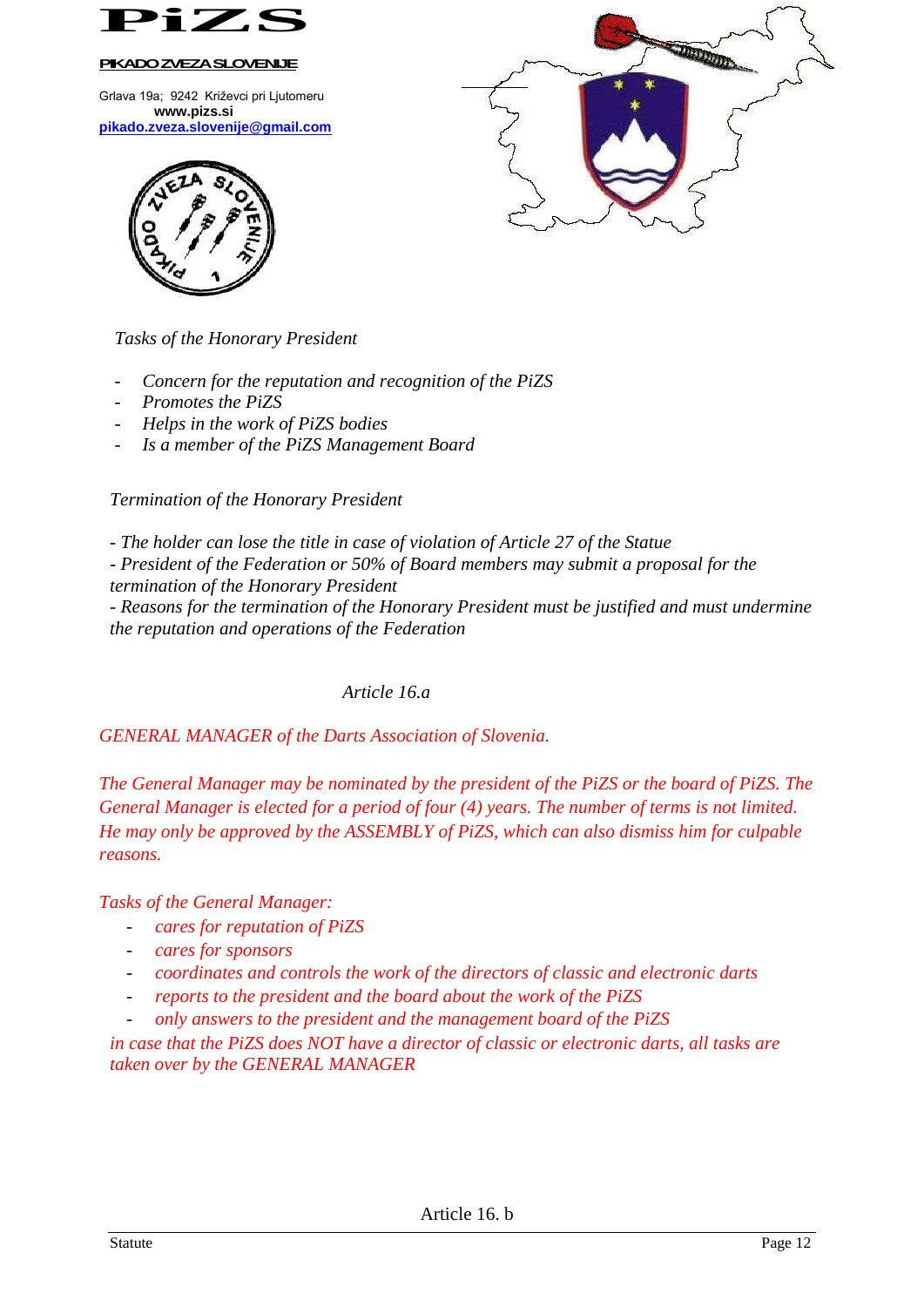*Tasks of the Honorary President*

- *Concern for the reputation and recognition of the PiZS*
- *Promotes the PiZS*
- *Helps in the work of PiZS bodies*
- *Is a member of the PiZS Management Board*

*Termination of the Honorary President*

*- The holder can lose the title in case of violation of Article 27 of the Statue*
*- President of the Federation or 50% of Board members may submit a proposal for the termination of the Honorary President*
*- Reasons for the termination of the Honorary President must be justified and must undermine the reputation and operations of the Federation*

*Article 16.a*

*GENERAL MANAGER of the Darts Association of Slovenia.*

*The General Manager may be nominated by the president of the PiZS or the board of PiZS. The General Manager is elected for a period of four (4) years. The number of terms is not limited. He may only be approved by the ASSEMBLY of PiZS, which can also dismiss him for culpable reasons.*

*Tasks of the General Manager:*

- *cares for reputation of PiZS*
- *cares for sponsors*
- *coordinates and controls the work of the directors of classic and electronic darts*
- *reports to the president and the board about the work of the PiZS*
- *only answers to the president and the management board of the PiZS*

*in case that the PiZS does NOT have a director of classic or electronic darts, all tasks are taken over by the GENERAL MANAGER*

Article 16. b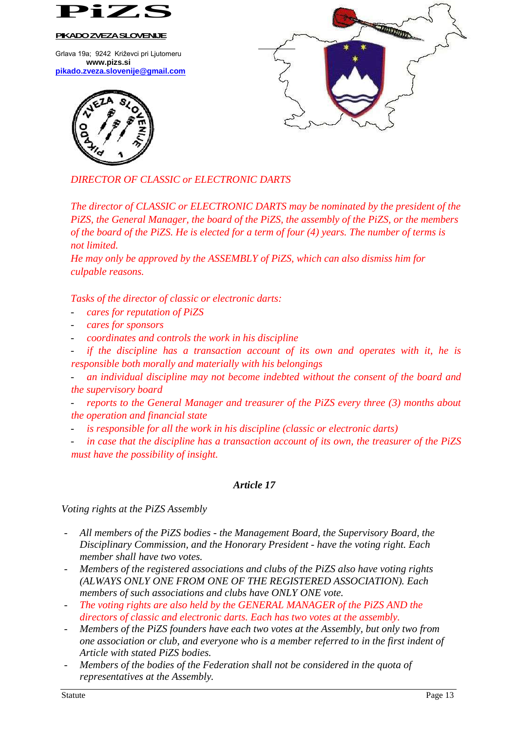**PiZS**

**PIKADO ZVEZA SLOVENIJE**

Grlava 19a; 9242 Križevci pri Ljutomeru
**www.pizs.si**
**pikado.zveza.slovenije@gmail.com**

*DIRECTOR OF CLASSIC or ELECTRONIC DARTS*

*The director of CLASSIC or ELECTRONIC DARTS may be nominated by the president of the PiZS, the General Manager, the board of the PiZS, the assembly of the PiZS, or the members of the board of the PiZS. He is elected for a term of four (4) years. The number of terms is not limited.*
*He may only be approved by the ASSEMBLY of PiZS, which can also dismiss him for culpable reasons.*

*Tasks of the director of classic or electronic darts:*

- *cares for reputation of PiZS*
- *cares for sponsors*
- *coordinates and controls the work in his discipline*
- *if the discipline has a transaction account of its own and operates with it, he is responsible both morally and materially with his belongings*
- *an individual discipline may not become indebted without the consent of the board and the supervisory board*
- *reports to the General Manager and treasurer of the PiZS every three (3) months about the operation and financial state*
- *is responsible for all the work in his discipline (classic or electronic darts)*
- *in case that the discipline has a transaction account of its own, the treasurer of the PiZS must have the possibility of insight.*

## *Article 17*

*Voting rights at the PiZS Assembly*

- *All members of the PiZS bodies - the Management Board, the Supervisory Board, the Disciplinary Commission, and the Honorary President - have the voting right. Each member shall have two votes.*
- *Members of the registered associations and clubs of the PiZS also have voting rights (ALWAYS ONLY ONE FROM ONE OF THE REGISTERED ASSOCIATION). Each members of such associations and clubs have ONLY ONE vote.*
- *The voting rights are also held by the GENERAL MANAGER of the PiZS AND the directors of classic and electronic darts. Each has two votes at the assembly.*
- *Members of the PiZS founders have each two votes at the Assembly, but only two from one association or club, and everyone who is a member referred to in the first indent of Article with stated PiZS bodies.*
- *Members of the bodies of the Federation shall not be considered in the quota of representatives at the Assembly.*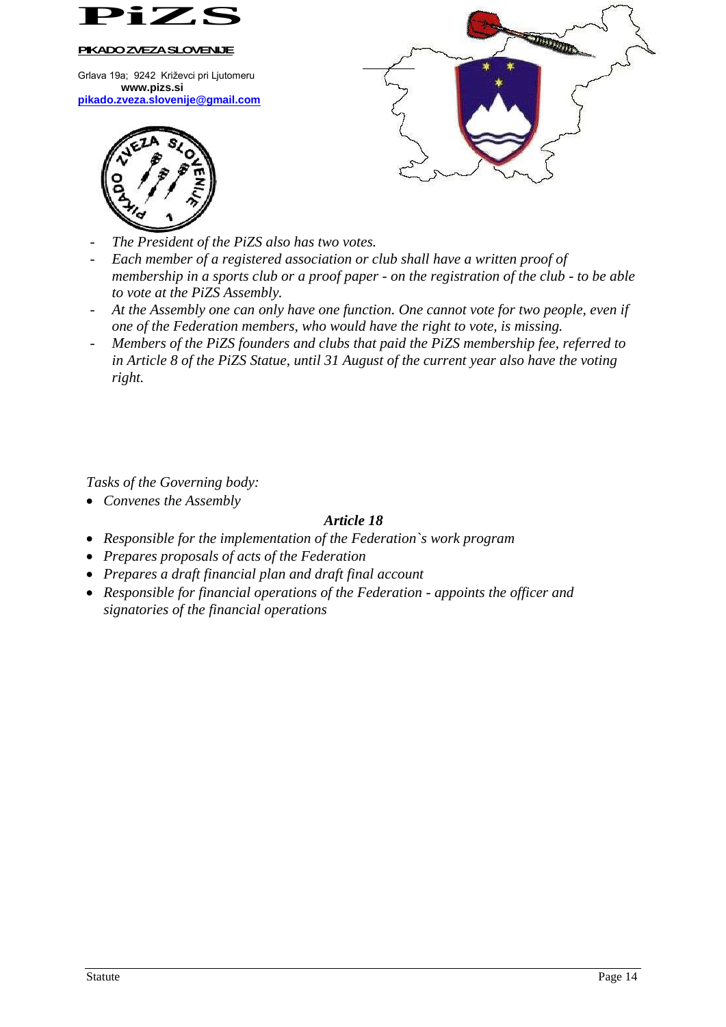- *The President of the PiZS also has two votes.*
- *Each member of a registered association or club shall have a written proof of membership in a sports club or a proof paper - on the registration of the club - to be able to vote at the PiZS Assembly.*
- *At the Assembly one can only have one function. One cannot vote for two people, even if one of the Federation members, who would have the right to vote, is missing.*
- *Members of the PiZS founders and clubs that paid the PiZS membership fee, referred to in Article 8 of the PiZS Statue, until 31 August of the current year also have the voting right.*

*Tasks of the Governing body:*

- *Convenes the Assembly*

### *Article 18*

- *Responsible for the implementation of the Federation`s work program*
- *Prepares proposals of acts of the Federation*
- *Prepares a draft financial plan and draft final account*
- *Responsible for financial operations of the Federation - appoints the officer and signatories of the financial operations*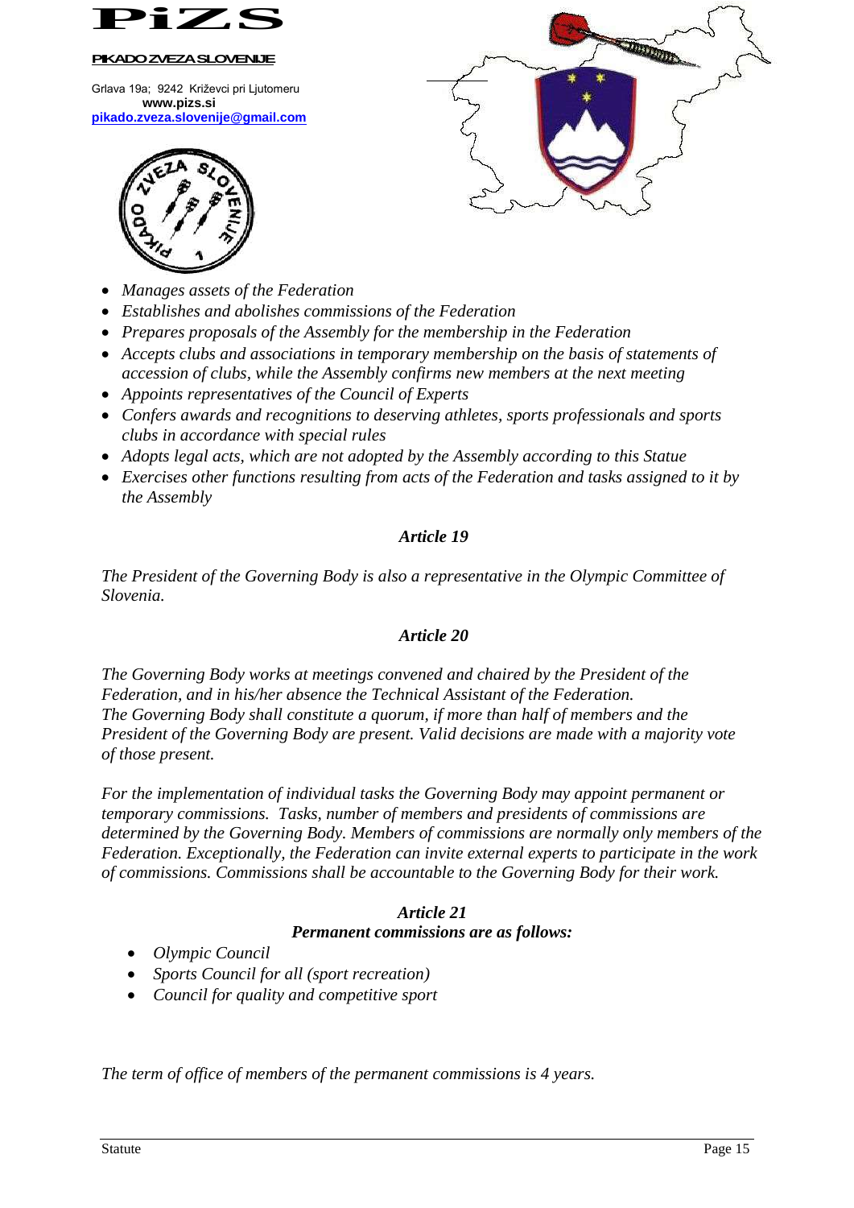- *Manages assets of the Federation*
- *Establishes and abolishes commissions of the Federation*
- *Prepares proposals of the Assembly for the membership in the Federation*
- *Accepts clubs and associations in temporary membership on the basis of statements of accession of clubs, while the Assembly confirms new members at the next meeting*
- *Appoints representatives of the Council of Experts*
- *Confers awards and recognitions to deserving athletes, sports professionals and sports clubs in accordance with special rules*
- *Adopts legal acts, which are not adopted by the Assembly according to this Statue*
- *Exercises other functions resulting from acts of the Federation and tasks assigned to it by the Assembly*

### *Article 19*

*The President of the Governing Body is also a representative in the Olympic Committee of Slovenia.*

### *Article 20*

*The Governing Body works at meetings convened and chaired by the President of the Federation, and in his/her absence the Technical Assistant of the Federation.*
*The Governing Body shall constitute a quorum, if more than half of members and the President of the Governing Body are present. Valid decisions are made with a majority vote of those present.*

*For the implementation of individual tasks the Governing Body may appoint permanent or temporary commissions. Tasks, number of members and presidents of commissions are determined by the Governing Body. Members of commissions are normally only members of the Federation. Exceptionally, the Federation can invite external experts to participate in the work of commissions. Commissions shall be accountable to the Governing Body for their work.*

### *Article 21*

***Permanent commissions are as follows:***

- *Olympic Council*
- *Sports Council for all (sport recreation)*
- *Council for quality and competitive sport*

*The term of office of members of the permanent commissions is 4 years.*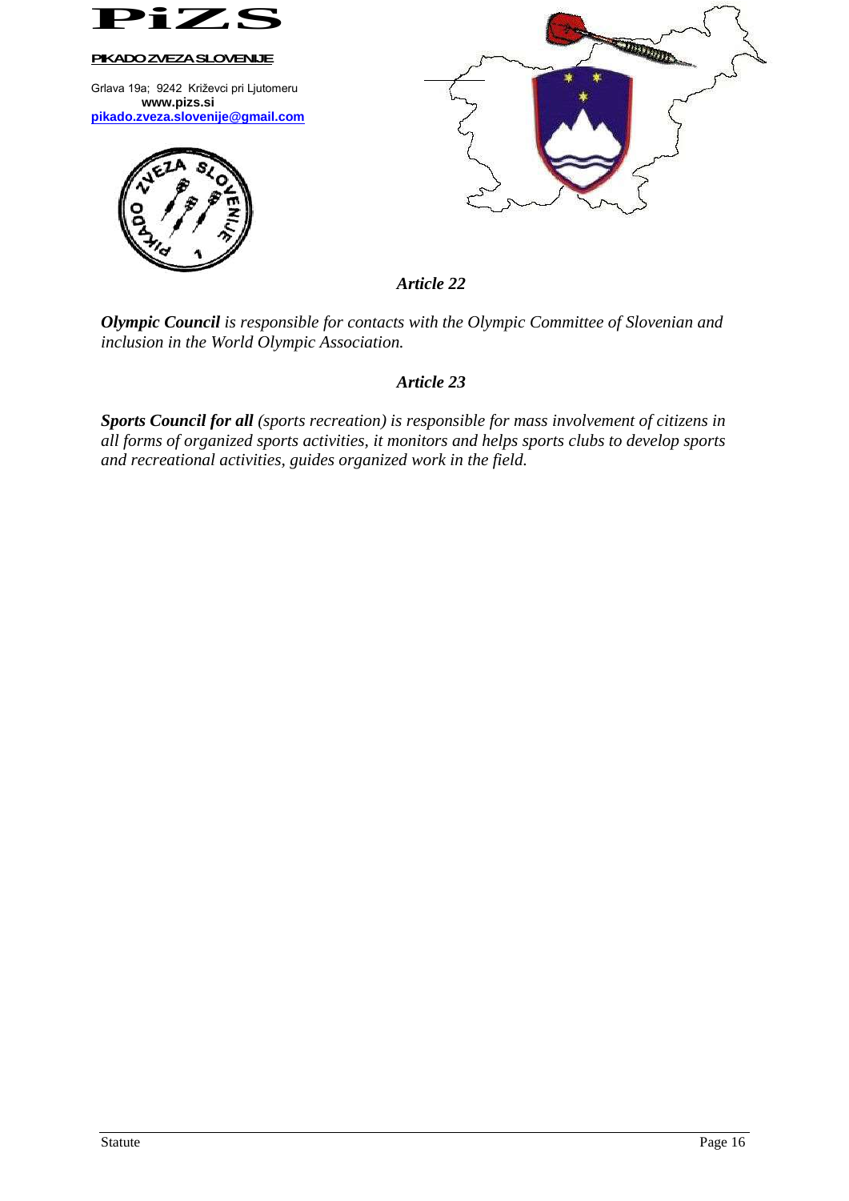### *Article 22*

***Olympic Council*** *is responsible for contacts with the Olympic Committee of Slovenian and inclusion in the World Olympic Association.*

### *Article 23*

***Sports Council for all*** *(sports recreation) is responsible for mass involvement of citizens in all forms of organized sports activities, it monitors and helps sports clubs to develop sports and recreational activities, guides organized work in the field.*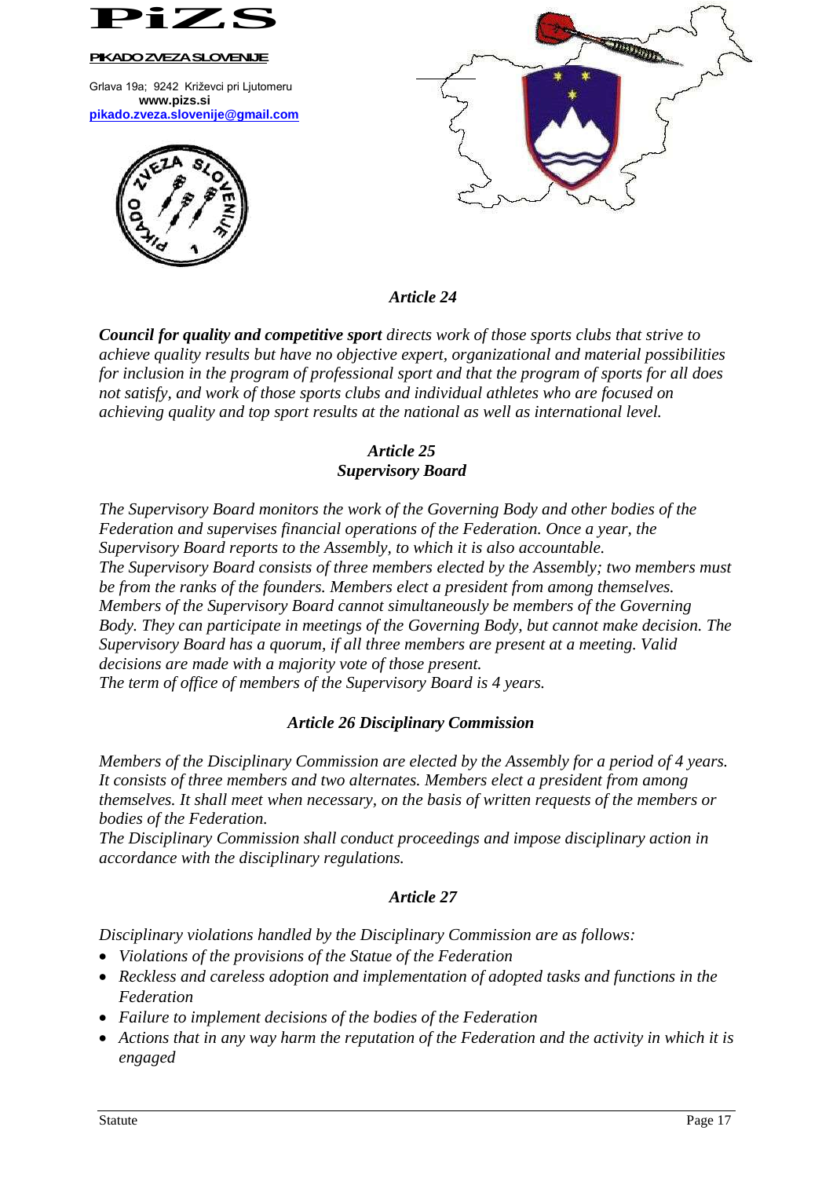### *Article 24*

***Council for quality and competitive sport*** *directs work of those sports clubs that strive to achieve quality results but have no objective expert, organizational and material possibilities for inclusion in the program of professional sport and that the program of sports for all does not satisfy, and work of those sports clubs and individual athletes who are focused on achieving quality and top sport results at the national as well as international level.*

### *Article 25*
### *Supervisory Board*

*The Supervisory Board monitors the work of the Governing Body and other bodies of the Federation and supervises financial operations of the Federation. Once a year, the Supervisory Board reports to the Assembly, to which it is also accountable.*
*The Supervisory Board consists of three members elected by the Assembly; two members must be from the ranks of the founders. Members elect a president from among themselves.*
*Members of the Supervisory Board cannot simultaneously be members of the Governing Body. They can participate in meetings of the Governing Body, but cannot make decision. The Supervisory Board has a quorum, if all three members are present at a meeting. Valid decisions are made with a majority vote of those present.*
*The term of office of members of the Supervisory Board is 4 years.*

### *Article 26 Disciplinary Commission*

*Members of the Disciplinary Commission are elected by the Assembly for a period of 4 years. It consists of three members and two alternates. Members elect a president from among themselves. It shall meet when necessary, on the basis of written requests of the members or bodies of the Federation.*
*The Disciplinary Commission shall conduct proceedings and impose disciplinary action in accordance with the disciplinary regulations.*

### *Article 27*

*Disciplinary violations handled by the Disciplinary Commission are as follows:*

- *Violations of the provisions of the Statue of the Federation*
- *Reckless and careless adoption and implementation of adopted tasks and functions in the Federation*
- *Failure to implement decisions of the bodies of the Federation*
- *Actions that in any way harm the reputation of the Federation and the activity in which it is engaged*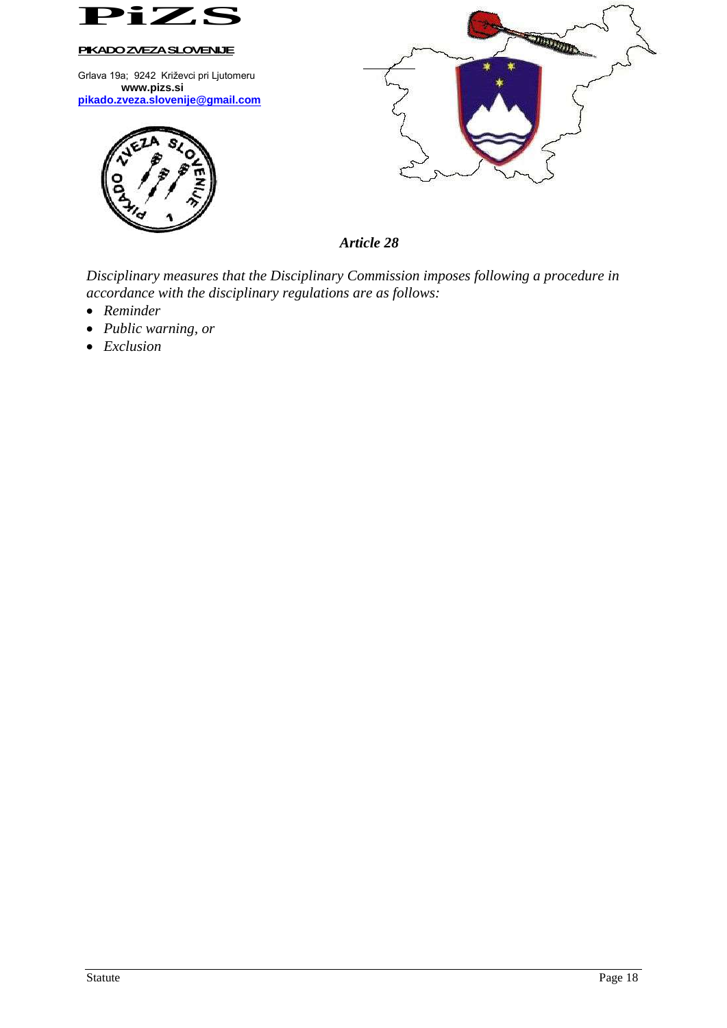### *Article 28*

*Disciplinary measures that the Disciplinary Commission imposes following a procedure in accordance with the disciplinary regulations are as follows:*

- *Reminder*
- *Public warning, or*
- *Exclusion*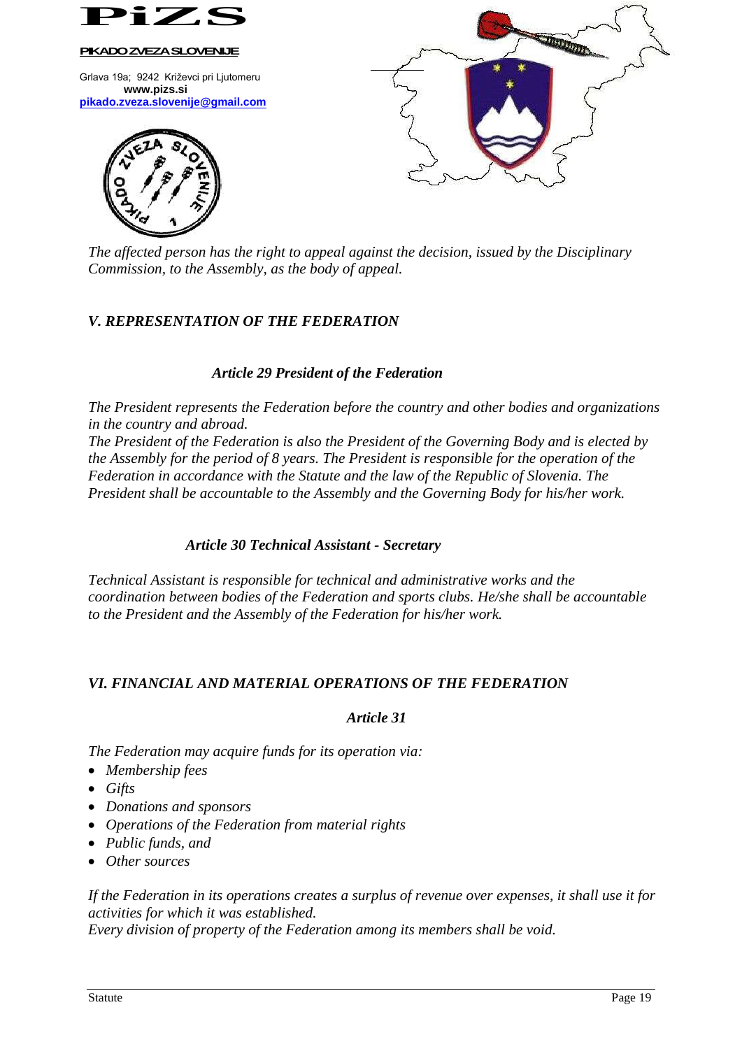*The affected person has the right to appeal against the decision, issued by the Disciplinary Commission, to the Assembly, as the body of appeal.*

## *V. REPRESENTATION OF THE FEDERATION*

### *Article 29 President of the Federation*

*The President represents the Federation before the country and other bodies and organizations in the country and abroad.*
*The President of the Federation is also the President of the Governing Body and is elected by the Assembly for the period of 8 years. The President is responsible for the operation of the Federation in accordance with the Statute and the law of the Republic of Slovenia. The President shall be accountable to the Assembly and the Governing Body for his/her work.*

### *Article 30 Technical Assistant - Secretary*

*Technical Assistant is responsible for technical and administrative works and the coordination between bodies of the Federation and sports clubs. He/she shall be accountable to the President and the Assembly of the Federation for his/her work.*

## *VI. FINANCIAL AND MATERIAL OPERATIONS OF THE FEDERATION*

### *Article 31*

*The Federation may acquire funds for its operation via:*

- *Membership fees*
- *Gifts*
- *Donations and sponsors*
- *Operations of the Federation from material rights*
- *Public funds, and*
- *Other sources*

*If the Federation in its operations creates a surplus of revenue over expenses, it shall use it for activities for which it was established.*
*Every division of property of the Federation among its members shall be void.*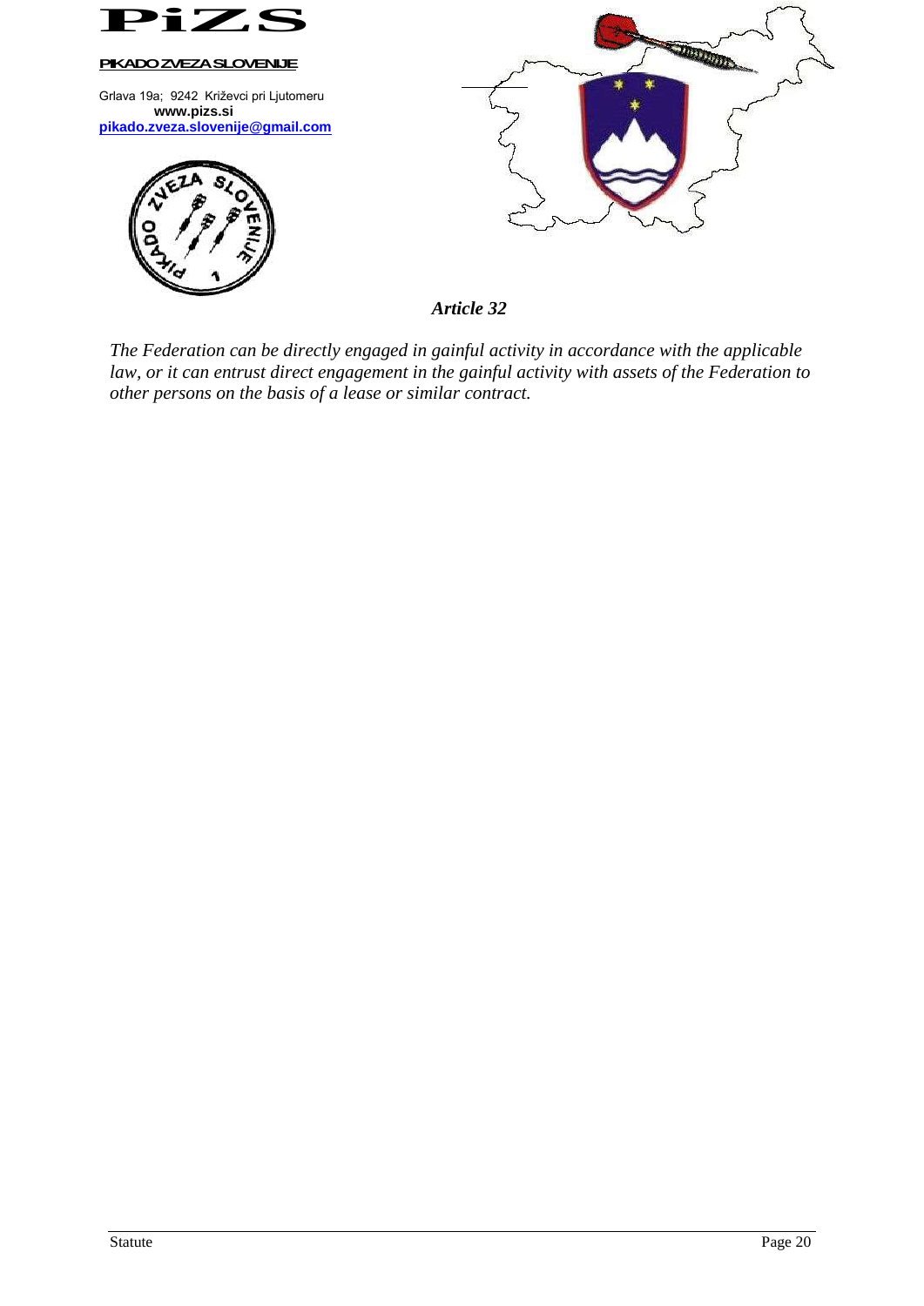### *Article 32*

*The Federation can be directly engaged in gainful activity in accordance with the applicable law, or it can entrust direct engagement in the gainful activity with assets of the Federation to other persons on the basis of a lease or similar contract.*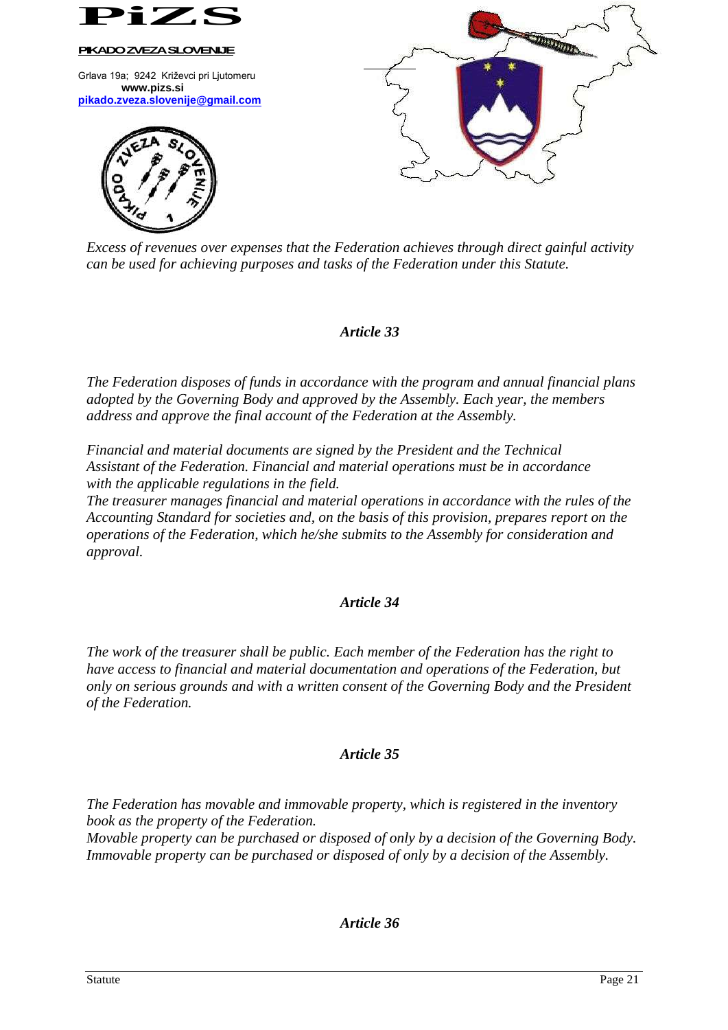*Excess of revenues over expenses that the Federation achieves through direct gainful activity can be used for achieving purposes and tasks of the Federation under this Statute.*

### *Article 33*

*The Federation disposes of funds in accordance with the program and annual financial plans adopted by the Governing Body and approved by the Assembly. Each year, the members address and approve the final account of the Federation at the Assembly.*

*Financial and material documents are signed by the President and the Technical Assistant of the Federation. Financial and material operations must be in accordance with the applicable regulations in the field.*
*The treasurer manages financial and material operations in accordance with the rules of the Accounting Standard for societies and, on the basis of this provision, prepares report on the operations of the Federation, which he/she submits to the Assembly for consideration and approval.*

### *Article 34*

*The work of the treasurer shall be public. Each member of the Federation has the right to have access to financial and material documentation and operations of the Federation, but only on serious grounds and with a written consent of the Governing Body and the President of the Federation.*

### *Article 35*

*The Federation has movable and immovable property, which is registered in the inventory book as the property of the Federation.*
*Movable property can be purchased or disposed of only by a decision of the Governing Body.*
*Immovable property can be purchased or disposed of only by a decision of the Assembly.*

### *Article 36*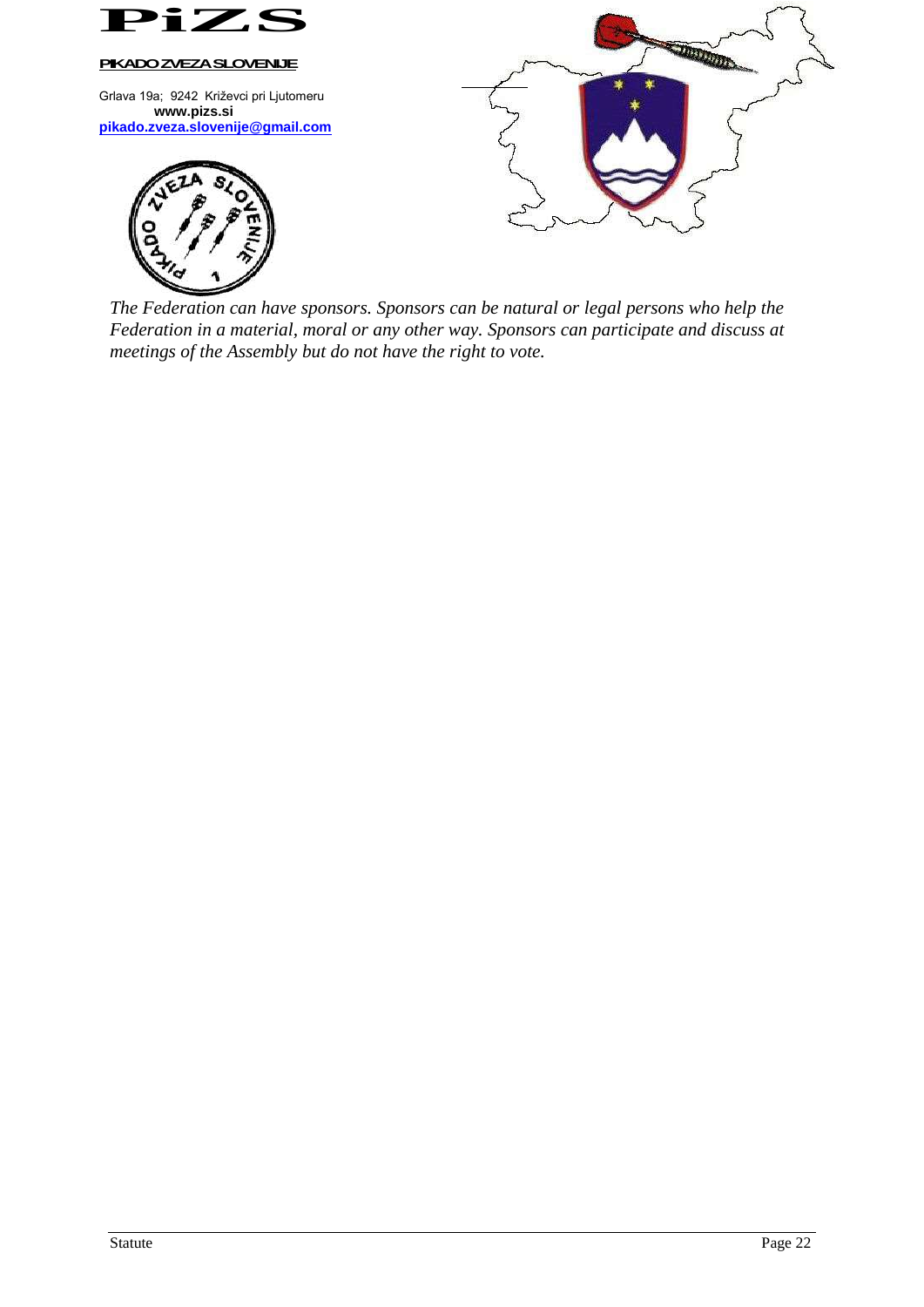*The Federation can have sponsors. Sponsors can be natural or legal persons who help the Federation in a material, moral or any other way. Sponsors can participate and discuss at meetings of the Assembly but do not have the right to vote.*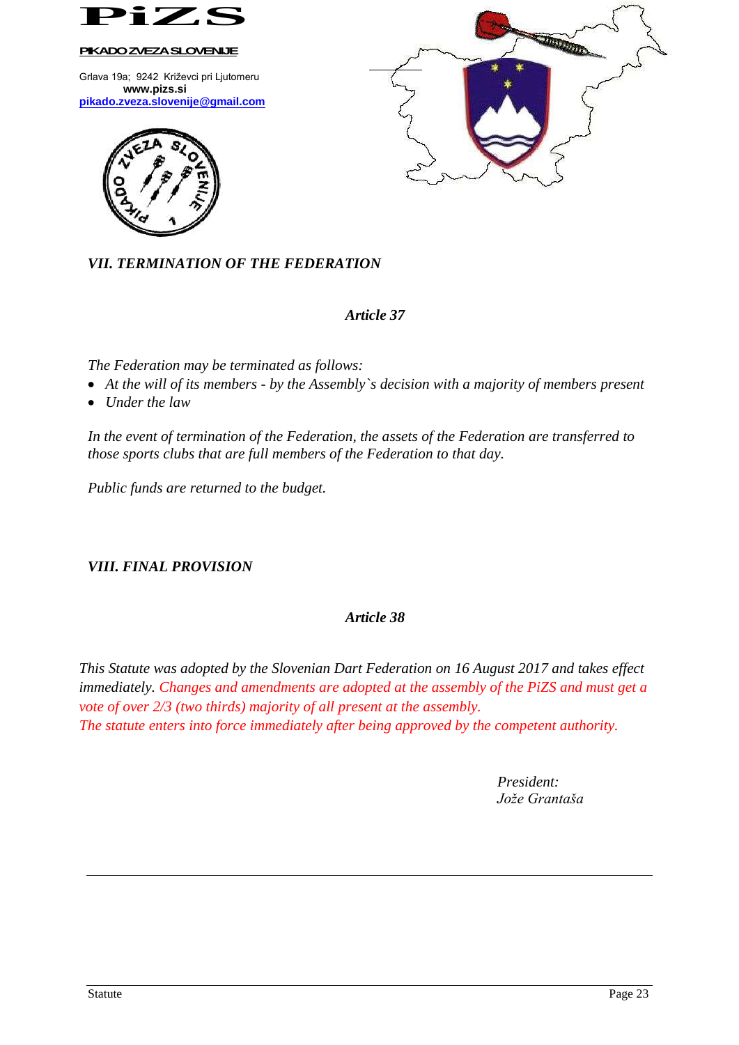**PiZS**

**PIKADO ZVEZA SLOVENIJE**

Grlava 19a; 9242 Križevci pri Ljutomeru
**www.pizs.si**
**pikado.zveza.slovenije@gmail.com**

## *VII. TERMINATION OF THE FEDERATION*

### *Article 37*

*The Federation may be terminated as follows:*

- *At the will of its members - by the Assembly`s decision with a majority of members present*
- *Under the law*

*In the event of termination of the Federation, the assets of the Federation are transferred to those sports clubs that are full members of the Federation to that day.*

*Public funds are returned to the budget.*

## *VIII. FINAL PROVISION*

### *Article 38*

*This Statute was adopted by the Slovenian Dart Federation on 16 August 2017 and takes effect immediately. Changes and amendments are adopted at the assembly of the PiZS and must get a vote of over 2/3 (two thirds) majority of all present at the assembly.*
*The statute enters into force immediately after being approved by the competent authority.*

*President:*
*Jože Grantaša*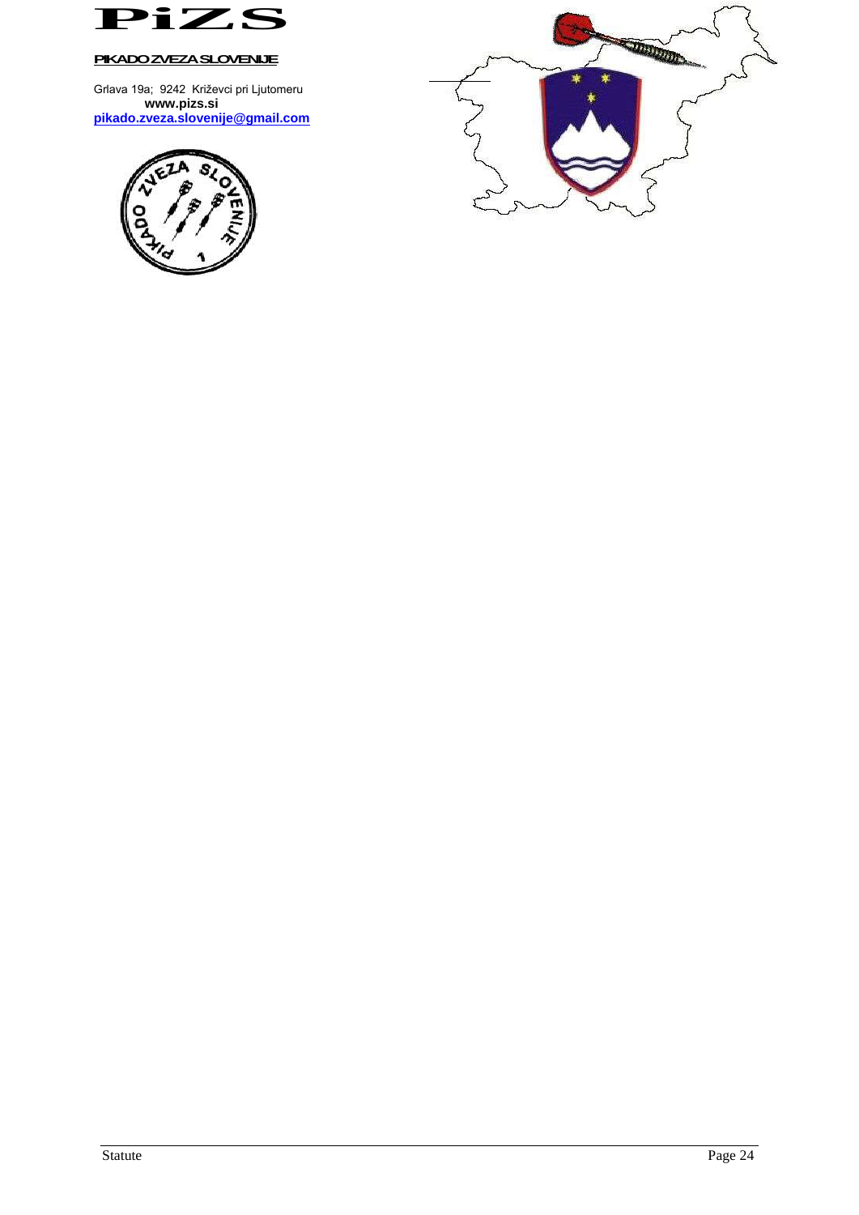**PiZS**

**PIKADO ZVEZA SLOVENIJE**

Grlava 19a; 9242 Križevci pri Ljutomeru
**www.pizs.si**
**pikado.zveza.slovenije@gmail.com**